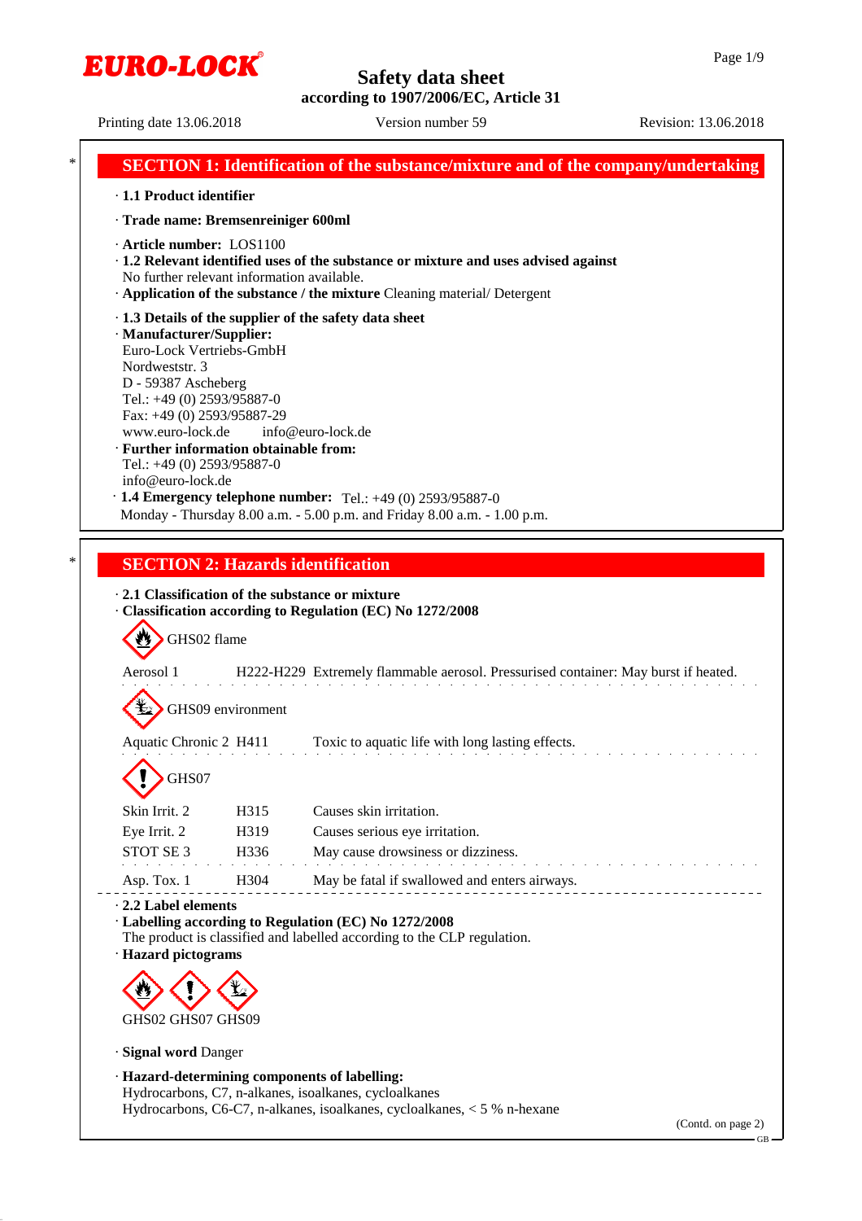**EURO-LOCK**

# Safety data sheet
**according to 1907/2006/EC, Article 31**

Printing date 13.06.2018 | Version number 59 | Revision: 13.06.2018

## SECTION 1: Identification of the substance/mixture and of the company/undertaking

- **1.1 Product identifier**
- **Trade name: Bremsenreiniger 600ml**
- **Article number:** LOS1100
- **1.2 Relevant identified uses of the substance or mixture and uses advised against**
  No further relevant information available.
- **Application of the substance / the mixture** Cleaning material/ Detergent
- **1.3 Details of the supplier of the safety data sheet**
- **Manufacturer/Supplier:**
  Euro-Lock Vertriebs-GmbH
  Nordweststr. 3
  D - 59387 Ascheberg
  Tel.: +49 (0) 2593/95887-0
  Fax: +49 (0) 2593/95887-29
  www.euro-lock.de info@euro-lock.de
- **Further information obtainable from:**
  Tel.: +49 (0) 2593/95887-0
  info@euro-lock.de
- **1.4 Emergency telephone number:** Tel.: +49 (0) 2593/95887-0
  Monday - Thursday 8.00 a.m. - 5.00 p.m. and Friday 8.00 a.m. - 1.00 p.m.

## SECTION 2: Hazards identification

- **2.1 Classification of the substance or mixture**
- **Classification according to Regulation (EC) No 1272/2008**

GHS02 flame

| | | |
|---|---|---|
| Aerosol 1 | H222-H229 | Extremely flammable aerosol. Pressurised container: May burst if heated. |

GHS09 environment

| | | |
|---|---|---|
| Aquatic Chronic 2 | H411 | Toxic to aquatic life with long lasting effects. |

GHS07

| | | |
|---|---|---|
| Skin Irrit. 2 | H315 | Causes skin irritation. |
| Eye Irrit. 2 | H319 | Causes serious eye irritation. |
| STOT SE 3 | H336 | May cause drowsiness or dizziness. |
| Asp. Tox. 1 | H304 | May be fatal if swallowed and enters airways. |

- **2.2 Label elements**
- **Labelling according to Regulation (EC) No 1272/2008**
  The product is classified and labelled according to the CLP regulation.
- **Hazard pictograms**

GHS02 GHS07 GHS09

- **Signal word** Danger
- **Hazard-determining components of labelling:**
  Hydrocarbons, C7, n-alkanes, isoalkanes, cycloalkanes
  Hydrocarbons, C6-C7, n-alkanes, isoalkanes, cycloalkanes, < 5 % n-hexane

(Contd. on page 2)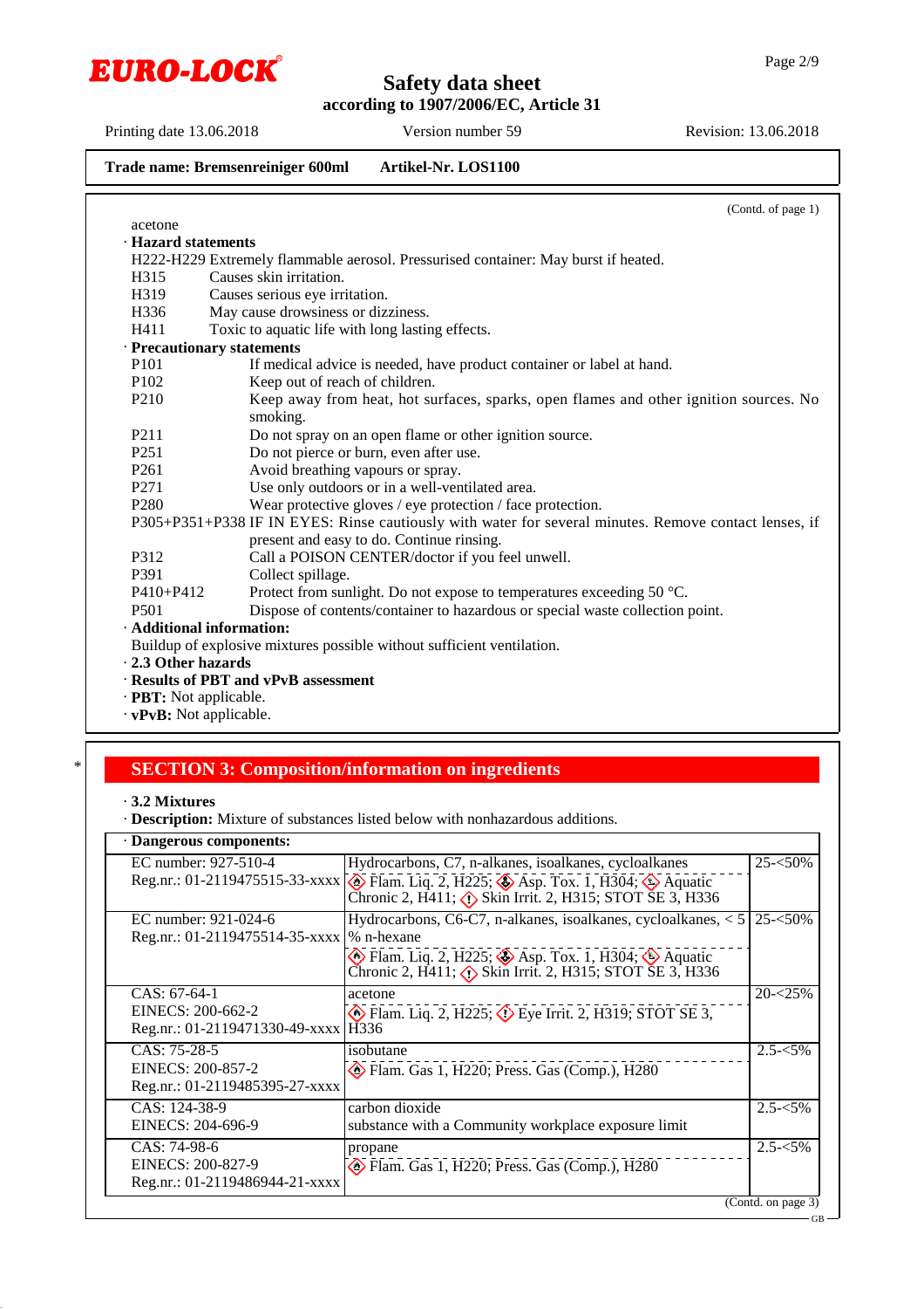**Trade name: Bremsenreiniger 600ml    Artikel-Nr. LOS1100**

(Contd. of page 1)

acetone

· **Hazard statements**

H222-H229 Extremely flammable aerosol. Pressurised container: May burst if heated.
H315 Causes skin irritation.
H319 Causes serious eye irritation.
H336 May cause drowsiness or dizziness.
H411 Toxic to aquatic life with long lasting effects.

· **Precautionary statements**

P101 If medical advice is needed, have product container or label at hand.
P102 Keep out of reach of children.
P210 Keep away from heat, hot surfaces, sparks, open flames and other ignition sources. No smoking.
P211 Do not spray on an open flame or other ignition source.
P251 Do not pierce or burn, even after use.
P261 Avoid breathing vapours or spray.
P271 Use only outdoors or in a well-ventilated area.
P280 Wear protective gloves / eye protection / face protection.
P305+P351+P338 IF IN EYES: Rinse cautiously with water for several minutes. Remove contact lenses, if present and easy to do. Continue rinsing.
P312 Call a POISON CENTER/doctor if you feel unwell.
P391 Collect spillage.
P410+P412 Protect from sunlight. Do not expose to temperatures exceeding 50 °C.
P501 Dispose of contents/container to hazardous or special waste collection point.

· **Additional information:**

Buildup of explosive mixtures possible without sufficient ventilation.

· **2.3 Other hazards**

· **Results of PBT and vPvB assessment**

· **PBT:** Not applicable.

· **vPvB:** Not applicable.

\*

## SECTION 3: Composition/information on ingredients

· **3.2 Mixtures**

· **Description:** Mixture of substances listed below with nonhazardous additions.

| · **Dangerous components:** | | |
|---|---|---|
| EC number: 927-510-4<br>Reg.nr.: 01-2119475515-33-xxxx | Hydrocarbons, C7, n-alkanes, isoalkanes, cycloalkanes<br>Flam. Liq. 2, H225; Asp. Tox. 1, H304; Aquatic Chronic 2, H411; Skin Irrit. 2, H315; STOT SE 3, H336 | 25-<50% |
| EC number: 921-024-6<br>Reg.nr.: 01-2119475514-35-xxxx | Hydrocarbons, C6-C7, n-alkanes, isoalkanes, cycloalkanes, < 5 % n-hexane<br>Flam. Liq. 2, H225; Asp. Tox. 1, H304; Aquatic Chronic 2, H411; Skin Irrit. 2, H315; STOT SE 3, H336 | 25-<50% |
| CAS: 67-64-1<br>EINECS: 200-662-2<br>Reg.nr.: 01-2119471330-49-xxxx | acetone<br>Flam. Liq. 2, H225; Eye Irrit. 2, H319; STOT SE 3, H336 | 20-<25% |
| CAS: 75-28-5<br>EINECS: 200-857-2<br>Reg.nr.: 01-2119485395-27-xxxx | isobutane<br>Flam. Gas 1, H220; Press. Gas (Comp.), H280 | 2.5-<5% |
| CAS: 124-38-9<br>EINECS: 204-696-9 | carbon dioxide<br>substance with a Community workplace exposure limit | 2.5-<5% |
| CAS: 74-98-6<br>EINECS: 200-827-9<br>Reg.nr.: 01-2119486944-21-xxxx | propane<br>Flam. Gas 1, H220; Press. Gas (Comp.), H280 | 2.5-<5% |

(Contd. on page 3)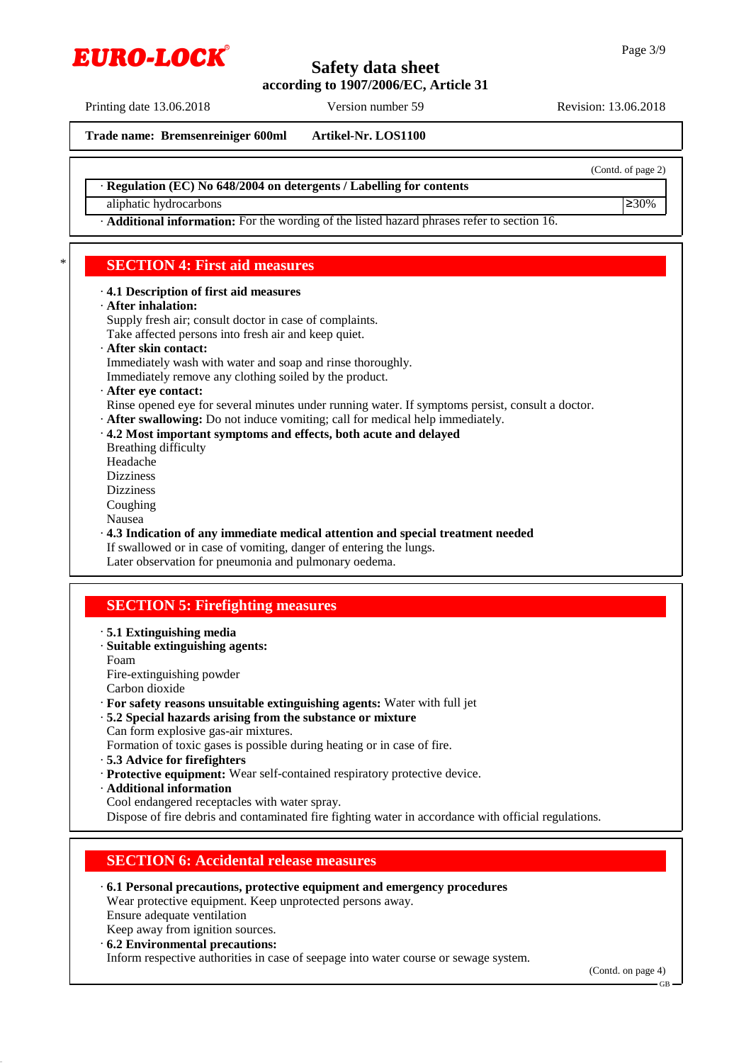Trade name: **Bremsenreiniger 600ml** Artikel-Nr. LOS1100

(Contd. of page 2)

| · Regulation (EC) No 648/2004 on detergents / Labelling for contents | |
|---|---|
| aliphatic hydrocarbons | ≥30% |

· **Additional information:** For the wording of the listed hazard phrases refer to section 16.

## SECTION 4: First aid measures

· **4.1 Description of first aid measures**
· **After inhalation:**
Supply fresh air; consult doctor in case of complaints.
Take affected persons into fresh air and keep quiet.
· **After skin contact:**
Immediately wash with water and soap and rinse thoroughly.
Immediately remove any clothing soiled by the product.
· **After eye contact:**
Rinse opened eye for several minutes under running water. If symptoms persist, consult a doctor.
· **After swallowing:** Do not induce vomiting; call for medical help immediately.
· **4.2 Most important symptoms and effects, both acute and delayed**
Breathing difficulty
Headache
Dizziness
Dizziness
Coughing
Nausea
· **4.3 Indication of any immediate medical attention and special treatment needed**
If swallowed or in case of vomiting, danger of entering the lungs.
Later observation for pneumonia and pulmonary oedema.

## SECTION 5: Firefighting measures

· **5.1 Extinguishing media**
· **Suitable extinguishing agents:**
Foam
Fire-extinguishing powder
Carbon dioxide
· **For safety reasons unsuitable extinguishing agents:** Water with full jet
· **5.2 Special hazards arising from the substance or mixture**
Can form explosive gas-air mixtures.
Formation of toxic gases is possible during heating or in case of fire.
· **5.3 Advice for firefighters**
· **Protective equipment:** Wear self-contained respiratory protective device.
· **Additional information**
Cool endangered receptacles with water spray.
Dispose of fire debris and contaminated fire fighting water in accordance with official regulations.

## SECTION 6: Accidental release measures

· **6.1 Personal precautions, protective equipment and emergency procedures**
Wear protective equipment. Keep unprotected persons away.
Ensure adequate ventilation
Keep away from ignition sources.
· **6.2 Environmental precautions:**
Inform respective authorities in case of seepage into water course or sewage system.

(Contd. on page 4)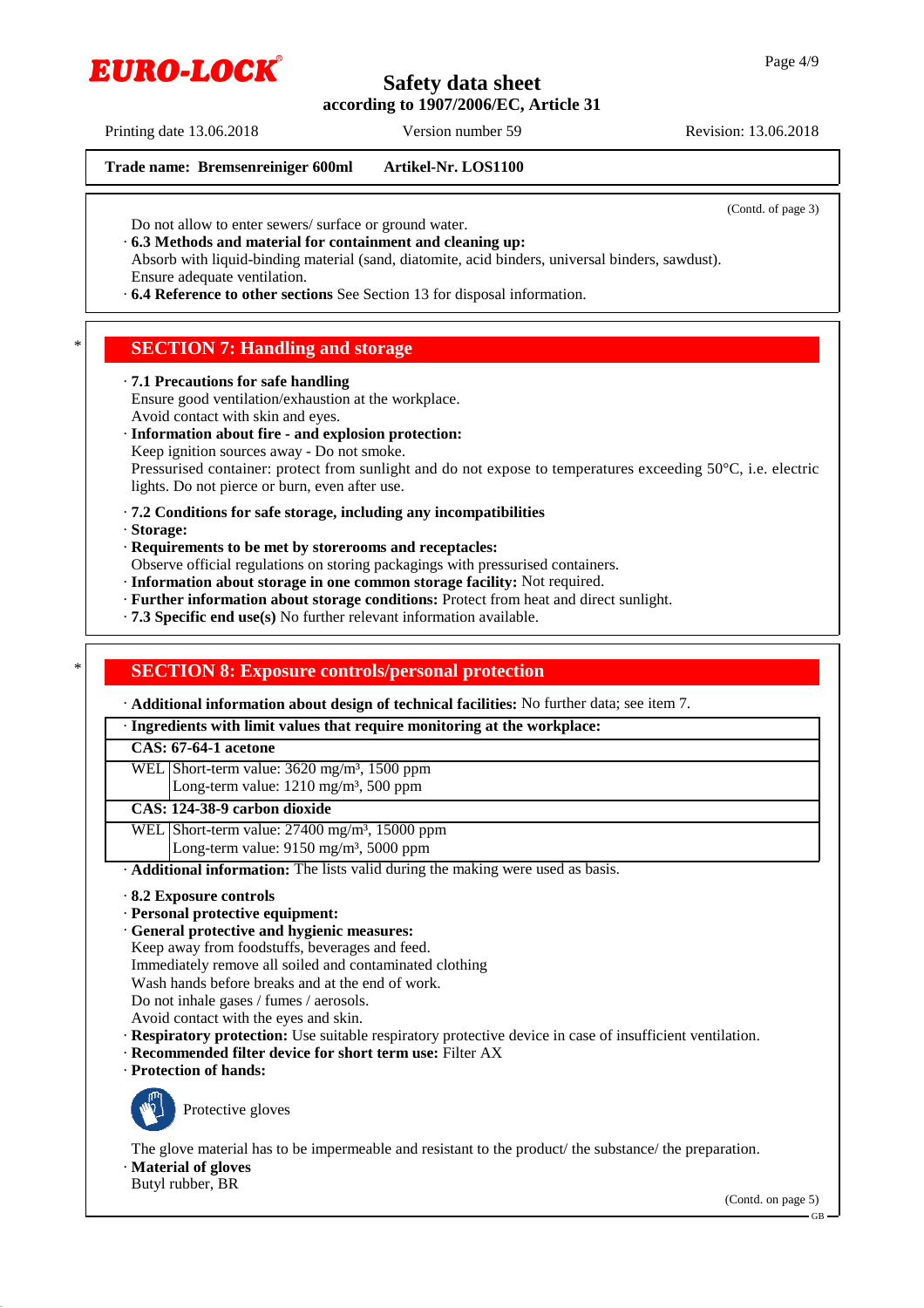**Trade name: Bremsenreiniger 600ml Artikel-Nr. LOS1100**

(Contd. of page 3)

Do not allow to enter sewers/ surface or ground water.

· **6.3 Methods and material for containment and cleaning up:**
Absorb with liquid-binding material (sand, diatomite, acid binders, universal binders, sawdust).
Ensure adequate ventilation.

· **6.4 Reference to other sections** See Section 13 for disposal information.

## SECTION 7: Handling and storage

· **7.1 Precautions for safe handling**
Ensure good ventilation/exhaustion at the workplace.
Avoid contact with skin and eyes.

· **Information about fire - and explosion protection:**
Keep ignition sources away - Do not smoke.
Pressurised container: protect from sunlight and do not expose to temperatures exceeding 50°C, i.e. electric lights. Do not pierce or burn, even after use.

· **7.2 Conditions for safe storage, including any incompatibilities**
· **Storage:**
· **Requirements to be met by storerooms and receptacles:**
Observe official regulations on storing packagings with pressurised containers.
· **Information about storage in one common storage facility:** Not required.
· **Further information about storage conditions:** Protect from heat and direct sunlight.
· **7.3 Specific end use(s)** No further relevant information available.

## SECTION 8: Exposure controls/personal protection

· **Additional information about design of technical facilities:** No further data; see item 7.

| · Ingredients with limit values that require monitoring at the workplace: | |
|---|---|
| **CAS: 67-64-1 acetone** | |
| WEL | Short-term value: 3620 mg/m³, 1500 ppm<br>Long-term value: 1210 mg/m³, 500 ppm |
| **CAS: 124-38-9 carbon dioxide** | |
| WEL | Short-term value: 27400 mg/m³, 15000 ppm<br>Long-term value: 9150 mg/m³, 5000 ppm |

· **Additional information:** The lists valid during the making were used as basis.

· **8.2 Exposure controls**
· **Personal protective equipment:**
· **General protective and hygienic measures:**
Keep away from foodstuffs, beverages and feed.
Immediately remove all soiled and contaminated clothing
Wash hands before breaks and at the end of work.
Do not inhale gases / fumes / aerosols.
Avoid contact with the eyes and skin.
· **Respiratory protection:** Use suitable respiratory protective device in case of insufficient ventilation.
· **Recommended filter device for short term use:** Filter AX
· **Protection of hands:**

Protective gloves

The glove material has to be impermeable and resistant to the product/ the substance/ the preparation.

· **Material of gloves**
Butyl rubber, BR

(Contd. on page 5)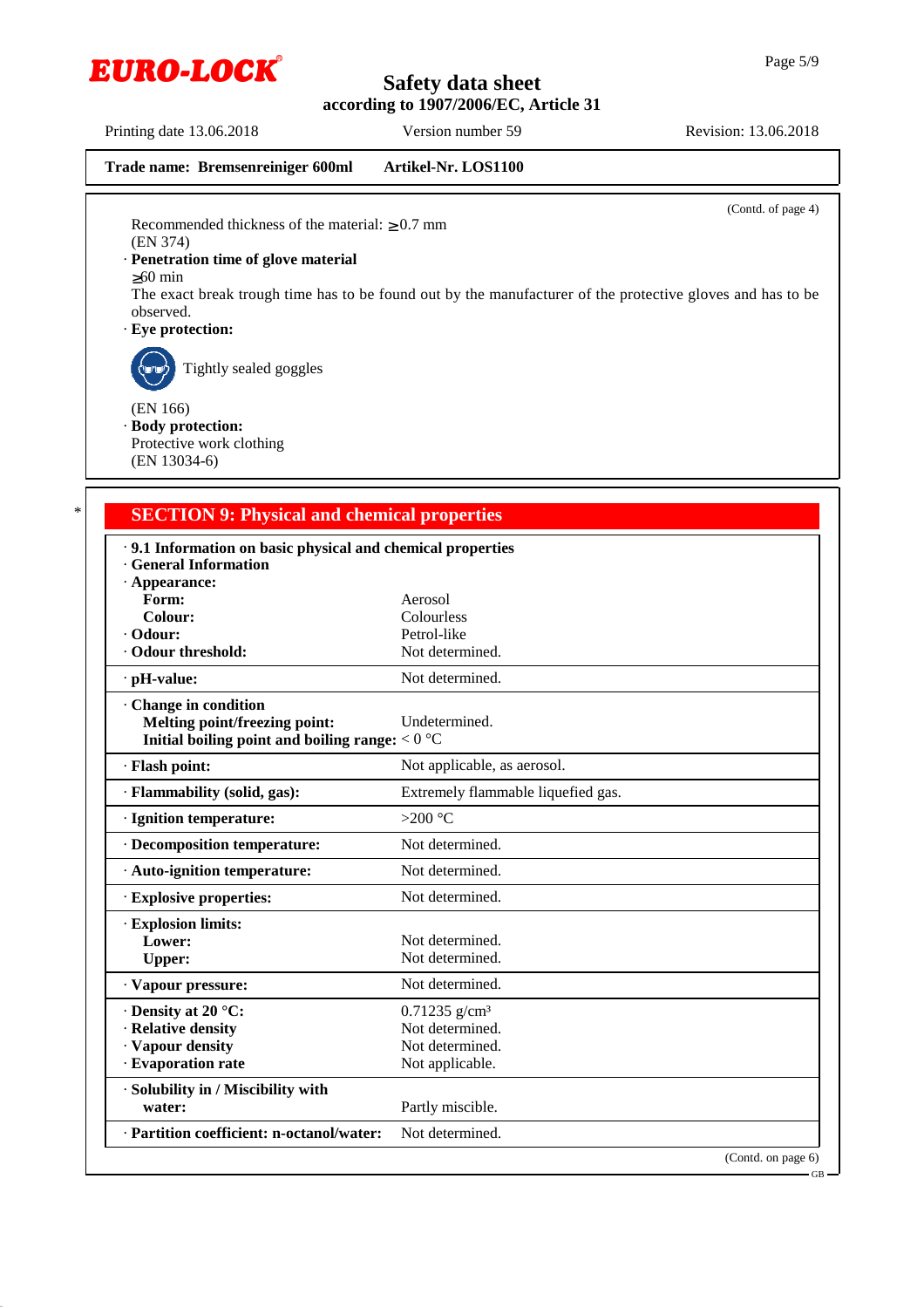**Trade name: Bremsenreiniger 600ml** **Artikel-Nr. LOS1100**

(Contd. of page 4)

Recommended thickness of the material: ≥0.7 mm
(EN 374)

· **Penetration time of glove material**
≥60 min
The exact break trough time has to be found out by the manufacturer of the protective gloves and has to be observed.

· **Eye protection:**

Tightly sealed goggles

(EN 166)

· **Body protection:**
Protective work clothing
(EN 13034-6)

## SECTION 9: Physical and chemical properties

| | |
|---|---|
| · **9.1 Information on basic physical and chemical properties** | |
| · **General Information** | |
| · **Appearance:** | |
| **Form:** | Aerosol |
| **Colour:** | Colourless |
| · **Odour:** | Petrol-like |
| · **Odour threshold:** | Not determined. |
| · **pH-value:** | Not determined. |
| · **Change in condition** | |
| **Melting point/freezing point:** | Undetermined. |
| **Initial boiling point and boiling range:** | < 0 °C |
| · **Flash point:** | Not applicable, as aerosol. |
| · **Flammability (solid, gas):** | Extremely flammable liquefied gas. |
| · **Ignition temperature:** | >200 °C |
| · **Decomposition temperature:** | Not determined. |
| · **Auto-ignition temperature:** | Not determined. |
| · **Explosive properties:** | Not determined. |
| · **Explosion limits:** | |
| **Lower:** | Not determined. |
| **Upper:** | Not determined. |
| · **Vapour pressure:** | Not determined. |
| · **Density at 20 °C:** | 0.71235 g/cm³ |
| · **Relative density** | Not determined. |
| · **Vapour density** | Not determined. |
| · **Evaporation rate** | Not applicable. |
| · **Solubility in / Miscibility with water:** | Partly miscible. |
| · **Partition coefficient: n-octanol/water:** | Not determined. |

(Contd. on page 6)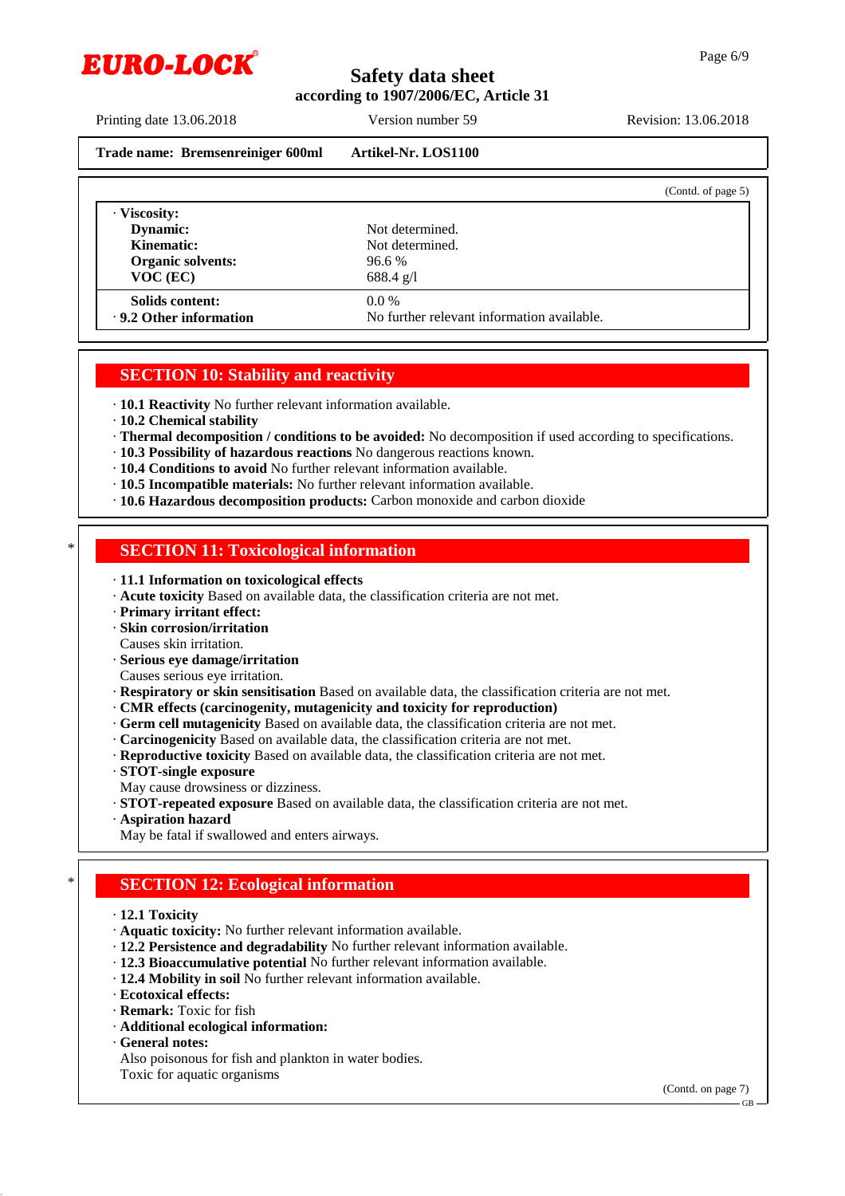Trade name: **Bremsenreiniger 600ml** Artikel-Nr. LOS1100

(Contd. of page 5)

· **Viscosity:**

| | |
|---|---|
| **Dynamic:** | Not determined. |
| **Kinematic:** | Not determined. |
| **Organic solvents:** | 96.6 % |
| **VOC (EC)** | 688.4 g/l |
| **Solids content:** | 0.0 % |
| · **9.2 Other information** | No further relevant information available. |

## SECTION 10: Stability and reactivity

· **10.1 Reactivity** No further relevant information available.
· **10.2 Chemical stability**
· **Thermal decomposition / conditions to be avoided:** No decomposition if used according to specifications.
· **10.3 Possibility of hazardous reactions** No dangerous reactions known.
· **10.4 Conditions to avoid** No further relevant information available.
· **10.5 Incompatible materials:** No further relevant information available.
· **10.6 Hazardous decomposition products:** Carbon monoxide and carbon dioxide

## SECTION 11: Toxicological information

· **11.1 Information on toxicological effects**
· **Acute toxicity** Based on available data, the classification criteria are not met.
· **Primary irritant effect:**
· **Skin corrosion/irritation**
Causes skin irritation.
· **Serious eye damage/irritation**
Causes serious eye irritation.
· **Respiratory or skin sensitisation** Based on available data, the classification criteria are not met.
· **CMR effects (carcinogenity, mutagenicity and toxicity for reproduction)**
· **Germ cell mutagenicity** Based on available data, the classification criteria are not met.
· **Carcinogenicity** Based on available data, the classification criteria are not met.
· **Reproductive toxicity** Based on available data, the classification criteria are not met.
· **STOT-single exposure**
May cause drowsiness or dizziness.
· **STOT-repeated exposure** Based on available data, the classification criteria are not met.
· **Aspiration hazard**
May be fatal if swallowed and enters airways.

## SECTION 12: Ecological information

· **12.1 Toxicity**
· **Aquatic toxicity:** No further relevant information available.
· **12.2 Persistence and degradability** No further relevant information available.
· **12.3 Bioaccumulative potential** No further relevant information available.
· **12.4 Mobility in soil** No further relevant information available.
· **Ecotoxical effects:**
· **Remark:** Toxic for fish
· **Additional ecological information:**
· **General notes:**
Also poisonous for fish and plankton in water bodies.
Toxic for aquatic organisms

(Contd. on page 7)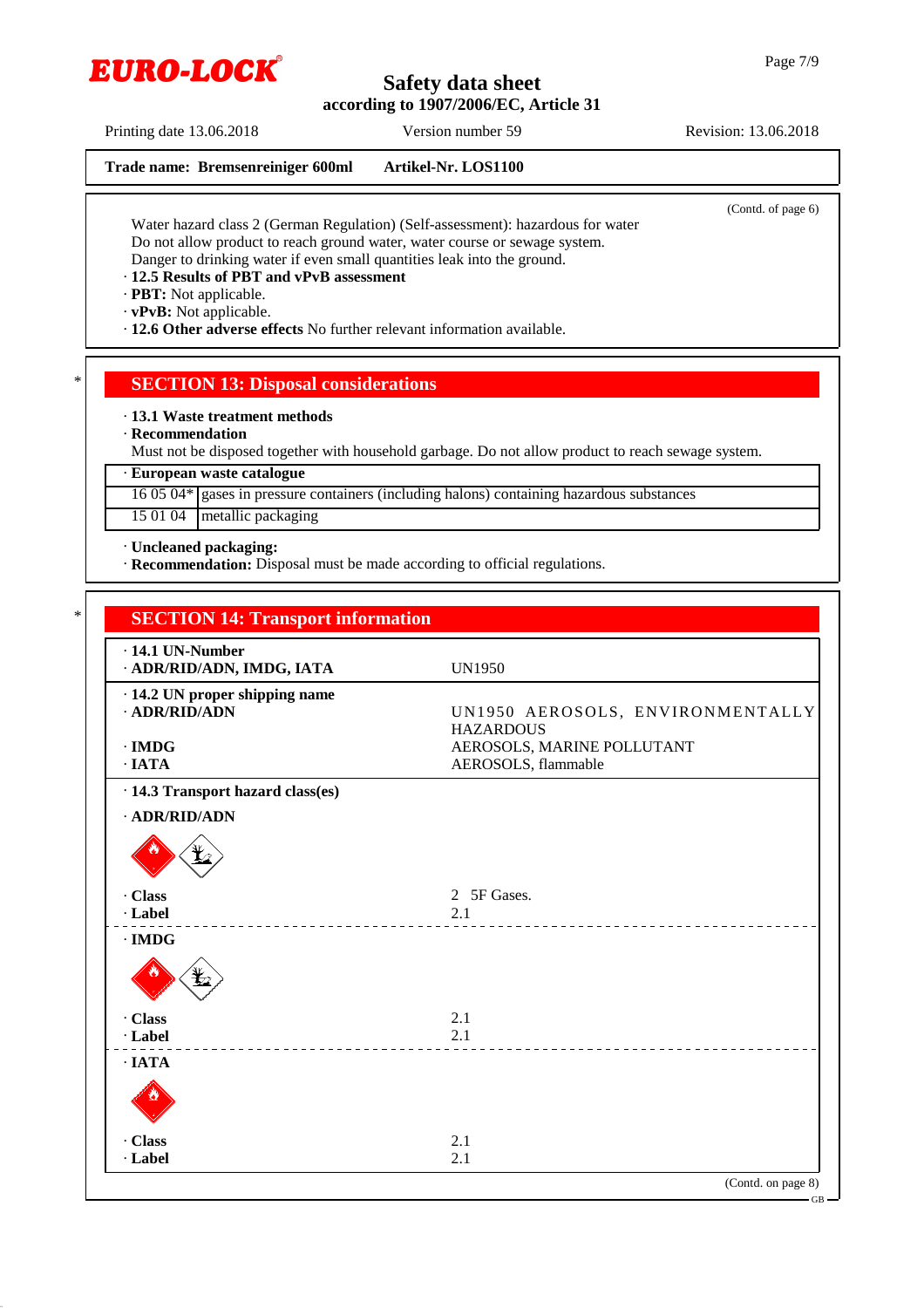**Trade name: Bremsenreiniger 600ml  Artikel-Nr. LOS1100**

(Contd. of page 6)

Water hazard class 2 (German Regulation) (Self-assessment): hazardous for water
Do not allow product to reach ground water, water course or sewage system.
Danger to drinking water if even small quantities leak into the ground.

· **12.5 Results of PBT and vPvB assessment**
· **PBT:** Not applicable.
· **vPvB:** Not applicable.
· **12.6 Other adverse effects** No further relevant information available.

## SECTION 13: Disposal considerations

· **13.1 Waste treatment methods**
· **Recommendation**
Must not be disposed together with household garbage. Do not allow product to reach sewage system.

| · **European waste catalogue** | |
|---|---|
| 16 05 04* | gases in pressure containers (including halons) containing hazardous substances |
| 15 01 04 | metallic packaging |

· **Uncleaned packaging:**
· **Recommendation:** Disposal must be made according to official regulations.

## SECTION 14: Transport information

| | |
|---|---|
| · **14.1 UN-Number** | |
| · **ADR/RID/ADN, IMDG, IATA** | UN1950 |
| · **14.2 UN proper shipping name** | |
| · **ADR/RID/ADN** | UN1950 AEROSOLS, ENVIRONMENTALLY HAZARDOUS |
| · **IMDG** | AEROSOLS, MARINE POLLUTANT |
| · **IATA** | AEROSOLS, flammable |

· **14.3 Transport hazard class(es)**

· **ADR/RID/ADN**

| | |
|---|---|
| · **Class** | 2 5F Gases. |
| · **Label** | 2.1 |

· **IMDG**

| | |
|---|---|
| · **Class** | 2.1 |
| · **Label** | 2.1 |

· **IATA**

| | |
|---|---|
| · **Class** | 2.1 |
| · **Label** | 2.1 |

(Contd. on page 8)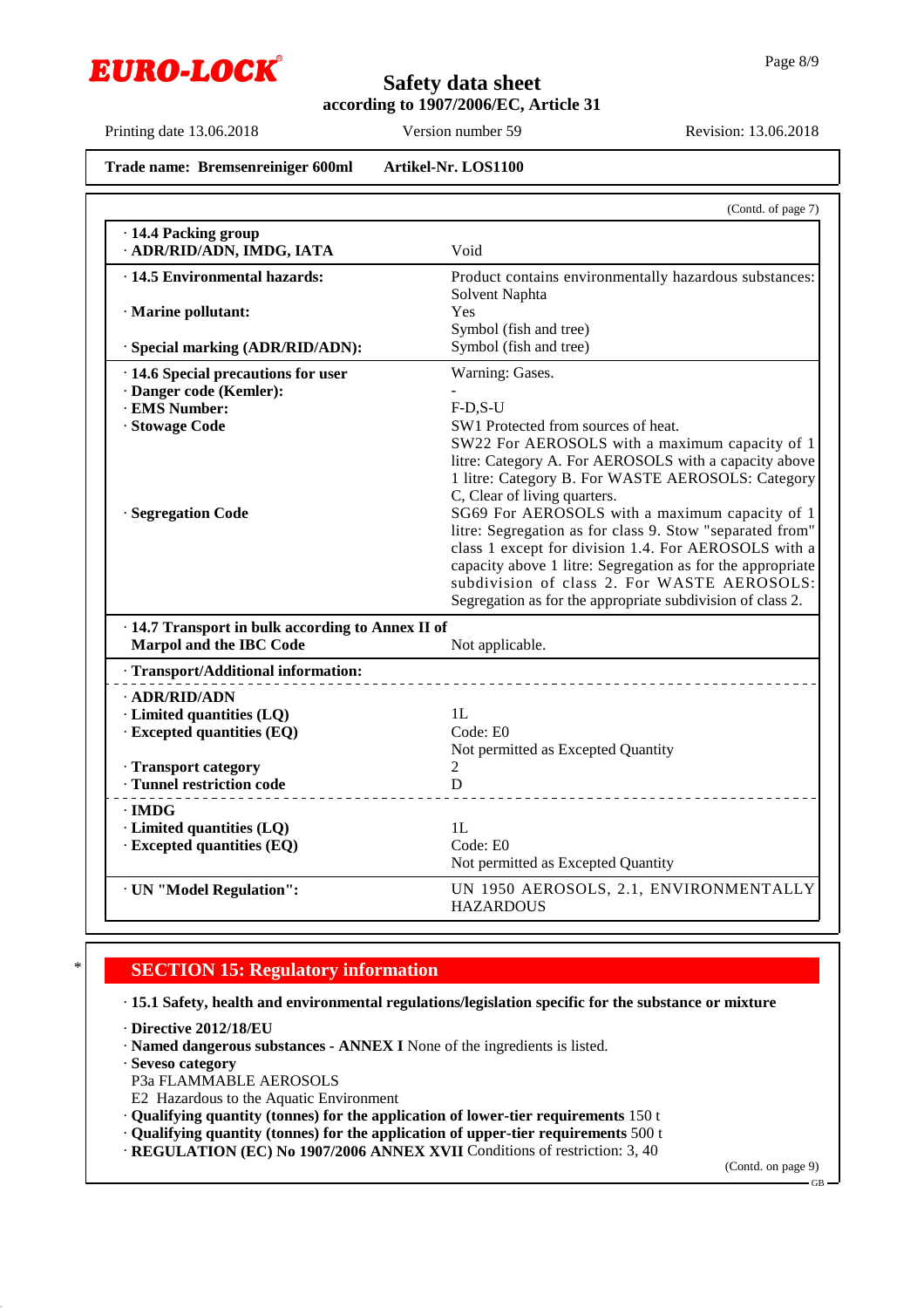Trade name: **Bremsenreiniger 600ml** Artikel-Nr. LOS1100

(Contd. of page 7)

| | |
|---|---|
| · **14.4 Packing group** · **ADR/RID/ADN, IMDG, IATA** | Void |
| · **14.5 Environmental hazards:** | Product contains environmentally hazardous substances: Solvent Naphta |
| · **Marine pollutant:** | Yes Symbol (fish and tree) |
| · **Special marking (ADR/RID/ADN):** | Symbol (fish and tree) |
| · **14.6 Special precautions for user** | Warning: Gases. |
| · **Danger code (Kemler):** | - |
| · **EMS Number:** | F-D,S-U |
| · **Stowage Code** | SW1 Protected from sources of heat. SW22 For AEROSOLS with a maximum capacity of 1 litre: Category A. For AEROSOLS with a capacity above 1 litre: Category B. For WASTE AEROSOLS: Category C, Clear of living quarters. |
| · **Segregation Code** | SG69 For AEROSOLS with a maximum capacity of 1 litre: Segregation as for class 9. Stow "separated from" class 1 except for division 1.4. For AEROSOLS with a capacity above 1 litre: Segregation as for the appropriate subdivision of class 2. For WASTE AEROSOLS: Segregation as for the appropriate subdivision of class 2. |
| · **14.7 Transport in bulk according to Annex II of Marpol and the IBC Code** | Not applicable. |
| · **Transport/Additional information:** | |
| · **ADR/RID/ADN** | |
| · **Limited quantities (LQ)** | 1L |
| · **Excepted quantities (EQ)** | Code: E0 Not permitted as Excepted Quantity |
| · **Transport category** | 2 |
| · **Tunnel restriction code** | D |
| · **IMDG** | |
| · **Limited quantities (LQ)** | 1L |
| · **Excepted quantities (EQ)** | Code: E0 Not permitted as Excepted Quantity |
| · **UN "Model Regulation":** | UN 1950 AEROSOLS, 2.1, ENVIRONMENTALLY HAZARDOUS |

\*

## SECTION 15: Regulatory information

· **15.1 Safety, health and environmental regulations/legislation specific for the substance or mixture**

· **Directive 2012/18/EU**
· **Named dangerous substances - ANNEX I** None of the ingredients is listed.
· **Seveso category**
P3a FLAMMABLE AEROSOLS
E2 Hazardous to the Aquatic Environment
· **Qualifying quantity (tonnes) for the application of lower-tier requirements** 150 t
· **Qualifying quantity (tonnes) for the application of upper-tier requirements** 500 t
· **REGULATION (EC) No 1907/2006 ANNEX XVII** Conditions of restriction: 3, 40

(Contd. on page 9)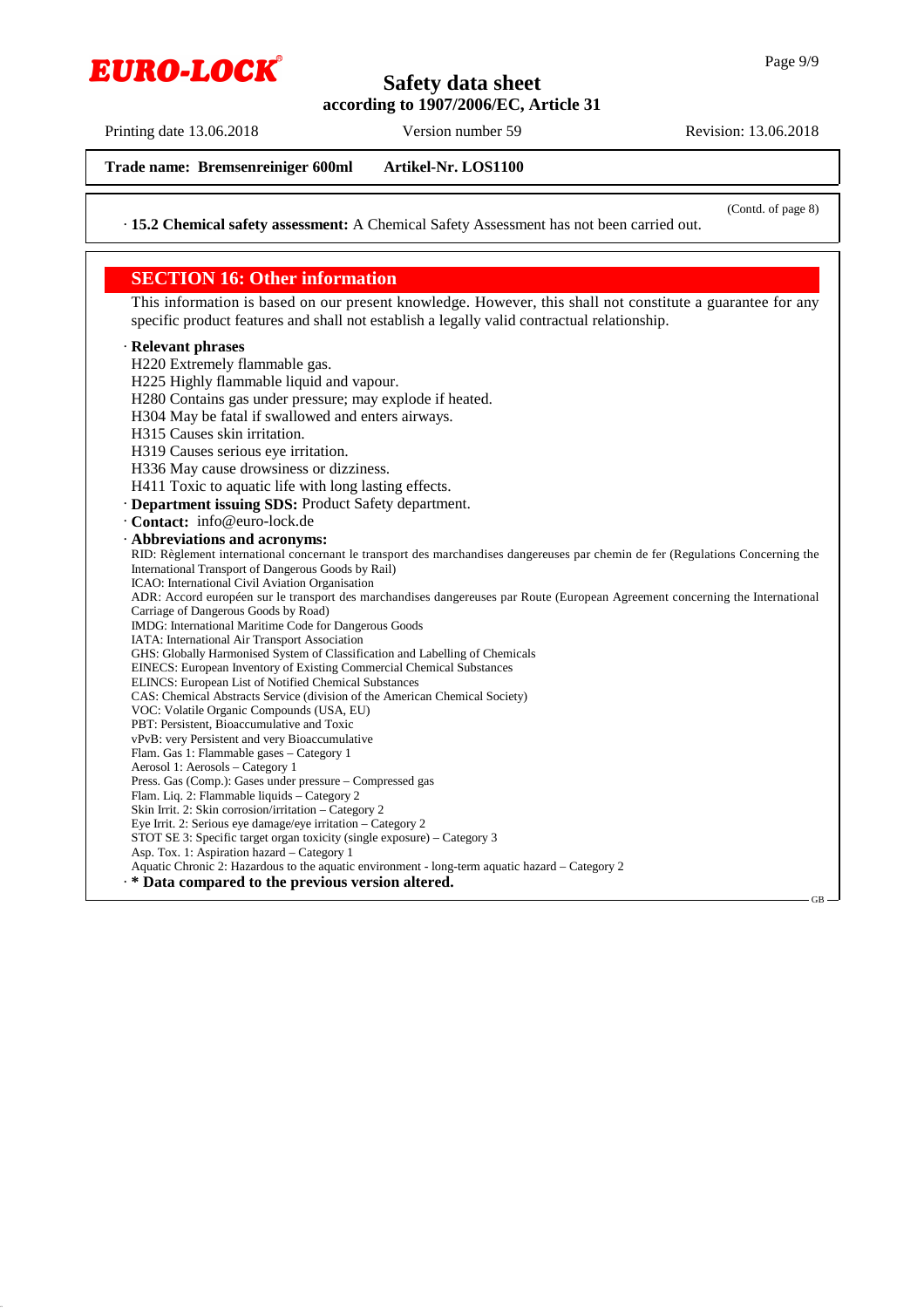(Contd. of page 8)

· **15.2 Chemical safety assessment:** A Chemical Safety Assessment has not been carried out.

## SECTION 16: Other information

This information is based on our present knowledge. However, this shall not constitute a guarantee for any specific product features and shall not establish a legally valid contractual relationship.

· **Relevant phrases**

H220 Extremely flammable gas.
H225 Highly flammable liquid and vapour.
H280 Contains gas under pressure; may explode if heated.
H304 May be fatal if swallowed and enters airways.
H315 Causes skin irritation.
H319 Causes serious eye irritation.
H336 May cause drowsiness or dizziness.
H411 Toxic to aquatic life with long lasting effects.

· **Department issuing SDS:** Product Safety department.

· **Contact:** info@euro-lock.de

· **Abbreviations and acronyms:**

RID: Règlement international concernant le transport des marchandises dangereuses par chemin de fer (Regulations Concerning the International Transport of Dangerous Goods by Rail)
ICAO: International Civil Aviation Organisation
ADR: Accord européen sur le transport des marchandises dangereuses par Route (European Agreement concerning the International Carriage of Dangerous Goods by Road)
IMDG: International Maritime Code for Dangerous Goods
IATA: International Air Transport Association
GHS: Globally Harmonised System of Classification and Labelling of Chemicals
EINECS: European Inventory of Existing Commercial Chemical Substances
ELINCS: European List of Notified Chemical Substances
CAS: Chemical Abstracts Service (division of the American Chemical Society)
VOC: Volatile Organic Compounds (USA, EU)
PBT: Persistent, Bioaccumulative and Toxic
vPvB: very Persistent and very Bioaccumulative
Flam. Gas 1: Flammable gases – Category 1
Aerosol 1: Aerosols – Category 1
Press. Gas (Comp.): Gases under pressure – Compressed gas
Flam. Liq. 2: Flammable liquids – Category 2
Skin Irrit. 2: Skin corrosion/irritation – Category 2
Eye Irrit. 2: Serious eye damage/eye irritation – Category 2
STOT SE 3: Specific target organ toxicity (single exposure) – Category 3
Asp. Tox. 1: Aspiration hazard – Category 1
Aquatic Chronic 2: Hazardous to the aquatic environment - long-term aquatic hazard – Category 2

· **\* Data compared to the previous version altered.**